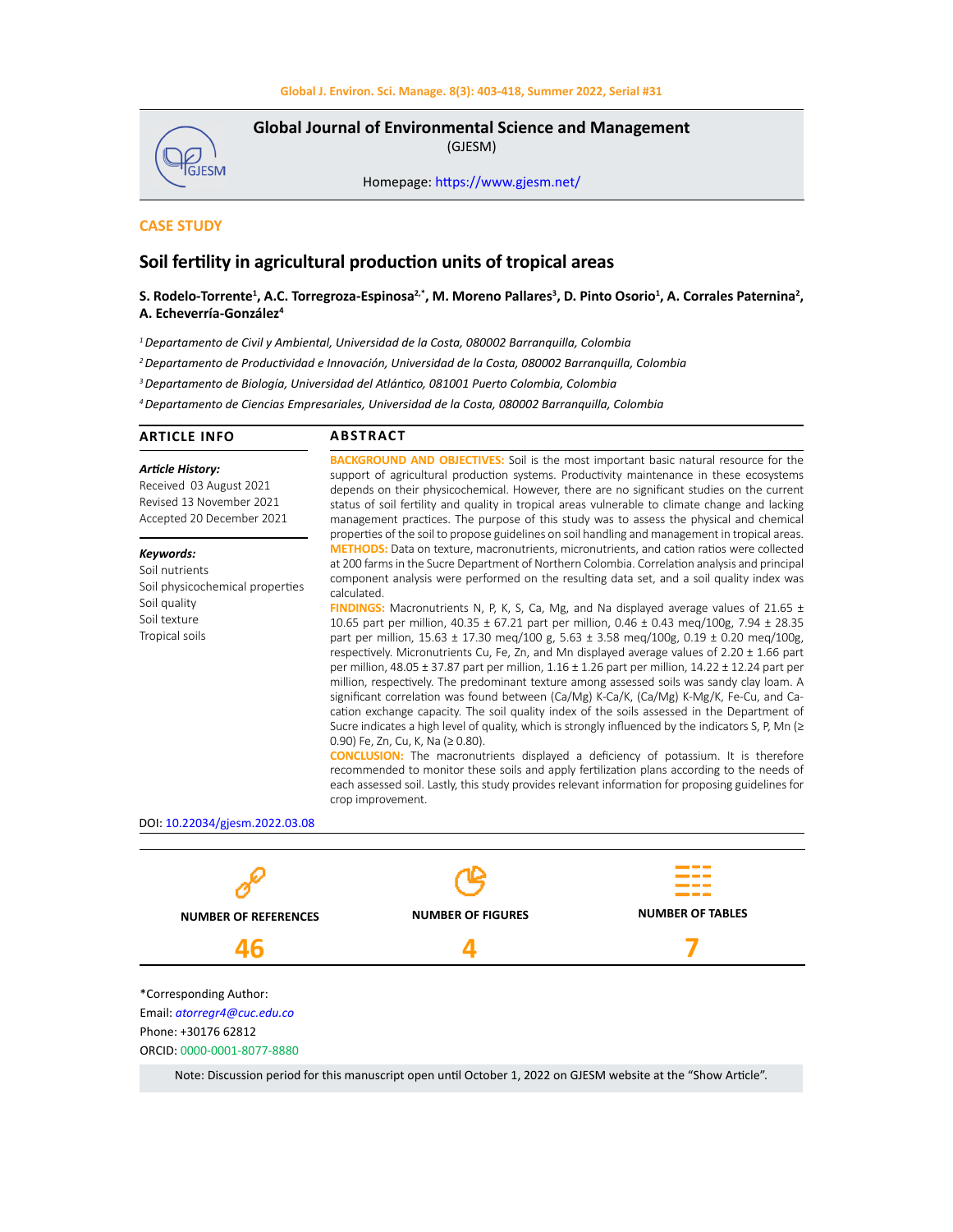**Global Journal of Environmental Science and Management**
(GJESM)

Homepage: https://www.gjesm.net/

CASE STUDY

# Soil fertility in agricultural production units of tropical areas

**S. Rodelo-Torrente[1], A.C. Torregroza-Espinosa[2,*], M. Moreno Pallares[3], D. Pinto Osorio[1], A. Corrales Paternina[2], A. Echeverría-González[4]**

[1] *Departamento de Civil y Ambiental, Universidad de la Costa, 080002 Barranquilla, Colombia*

[2] *Departamento de Productividad e Innovación, Universidad de la Costa, 080002 Barranquilla, Colombia*

[3] *Departamento de Biología, Universidad del Atlántico, 081001 Puerto Colombia, Colombia*

[4] *Departamento de Ciencias Empresariales, Universidad de la Costa, 080002 Barranquilla, Colombia*

## ARTICLE INFO

***Article History:***
Received 03 August 2021
Revised 13 November 2021
Accepted 20 December 2021

***Keywords:***
Soil nutrients
Soil physicochemical properties
Soil quality
Soil texture
Tropical soils

## ABSTRACT

**BACKGROUND AND OBJECTIVES:** Soil is the most important basic natural resource for the support of agricultural production systems. Productivity maintenance in these ecosystems depends on their physicochemical. However, there are no significant studies on the current status of soil fertility and quality in tropical areas vulnerable to climate change and lacking management practices. The purpose of this study was to assess the physical and chemical properties of the soil to propose guidelines on soil handling and management in tropical areas.

**METHODS:** Data on texture, macronutrients, micronutrients, and cation ratios were collected at 200 farms in the Sucre Department of Northern Colombia. Correlation analysis and principal component analysis were performed on the resulting data set, and a soil quality index was calculated.

**FINDINGS:** Macronutrients N, P, K, S, Ca, Mg, and Na displayed average values of 21.65 ± 10.65 part per million, 40.35 ± 67.21 part per million, 0.46 ± 0.43 meq/100g, 7.94 ± 28.35 part per million, 15.63 ± 17.30 meq/100 g, 5.63 ± 3.58 meq/100g, 0.19 ± 0.20 meq/100g, respectively. Micronutrients Cu, Fe, Zn, and Mn displayed average values of 2.20 ± 1.66 part per million, 48.05 ± 37.87 part per million, 1.16 ± 1.26 part per million, 14.22 ± 12.24 part per million, respectively. The predominant texture among assessed soils was sandy clay loam. A significant correlation was found between (Ca/Mg) K-Ca/K, (Ca/Mg) K-Mg/K, Fe-Cu, and Ca-cation exchange capacity. The soil quality index of the soils assessed in the Department of Sucre indicates a high level of quality, which is strongly influenced by the indicators S, P, Mn (≥ 0.90) Fe, Zn, Cu, K, Na (≥ 0.80).

**CONCLUSION:** The macronutrients displayed a deficiency of potassium. It is therefore recommended to monitor these soils and apply fertilization plans according to the needs of each assessed soil. Lastly, this study provides relevant information for proposing guidelines for crop improvement.

DOI: 10.22034/gjesm.2022.03.08

| NUMBER OF REFERENCES | NUMBER OF FIGURES | NUMBER OF TABLES |
|---|---|---|
| 46 | 4 | 7 |

*Corresponding Author:
Email: *atorregr4@cuc.edu.co*
Phone: +30176 62812
ORCID: 0000-0001-8077-8880

Note: Discussion period for this manuscript open until October 1, 2022 on GJESM website at the "Show Article".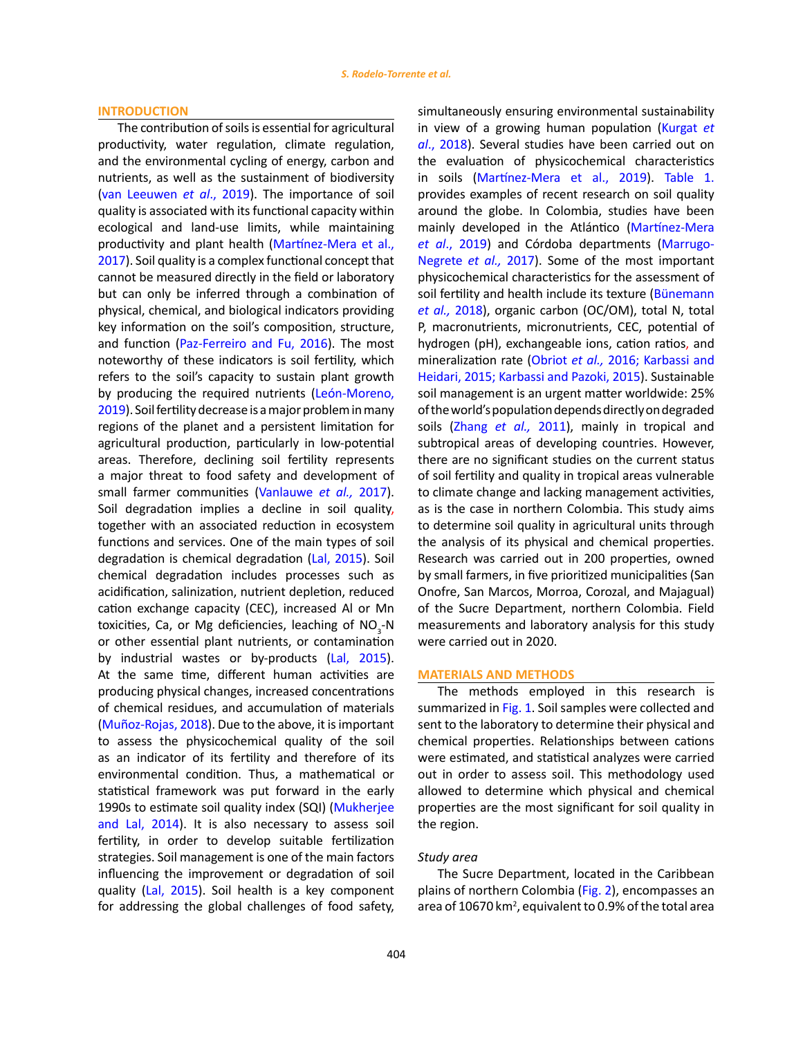## INTRODUCTION

The contribution of soils is essential for agricultural productivity, water regulation, climate regulation, and the environmental cycling of energy, carbon and nutrients, as well as the sustainment of biodiversity (van Leeuwen *et al*., 2019). The importance of soil quality is associated with its functional capacity within ecological and land-use limits, while maintaining productivity and plant health (Martínez-Mera et al., 2017). Soil quality is a complex functional concept that cannot be measured directly in the field or laboratory but can only be inferred through a combination of physical, chemical, and biological indicators providing key information on the soil's composition, structure, and function (Paz-Ferreiro and Fu, 2016). The most noteworthy of these indicators is soil fertility, which refers to the soil's capacity to sustain plant growth by producing the required nutrients (León-Moreno, 2019). Soil fertility decrease is a major problem in many regions of the planet and a persistent limitation for agricultural production, particularly in low-potential areas. Therefore, declining soil fertility represents a major threat to food safety and development of small farmer communities (Vanlauwe *et al.,* 2017). Soil degradation implies a decline in soil quality, together with an associated reduction in ecosystem functions and services. One of the main types of soil degradation is chemical degradation (Lal, 2015). Soil chemical degradation includes processes such as acidification, salinization, nutrient depletion, reduced cation exchange capacity (CEC), increased Al or Mn toxicities, Ca, or Mg deficiencies, leaching of $NO_3$-N or other essential plant nutrients, or contamination by industrial wastes or by-products (Lal, 2015). At the same time, different human activities are producing physical changes, increased concentrations of chemical residues, and accumulation of materials (Muñoz-Rojas, 2018). Due to the above, it is important to assess the physicochemical quality of the soil as an indicator of its fertility and therefore of its environmental condition. Thus, a mathematical or statistical framework was put forward in the early 1990s to estimate soil quality index (SQI) (Mukherjee and Lal, 2014). It is also necessary to assess soil fertility, in order to develop suitable fertilization strategies. Soil management is one of the main factors influencing the improvement or degradation of soil quality (Lal, 2015). Soil health is a key component for addressing the global challenges of food safety, simultaneously ensuring environmental sustainability in view of a growing human population (Kurgat *et al*., 2018). Several studies have been carried out on the evaluation of physicochemical characteristics in soils (Martínez-Mera et al., 2019). Table 1. provides examples of recent research on soil quality around the globe. In Colombia, studies have been mainly developed in the Atlántico (Martínez-Mera *et al*., 2019) and Córdoba departments (Marrugo-Negrete *et al.,* 2017). Some of the most important physicochemical characteristics for the assessment of soil fertility and health include its texture (Bünemann *et al.,* 2018), organic carbon (OC/OM), total N, total P, macronutrients, micronutrients, CEC, potential of hydrogen (pH), exchangeable ions, cation ratios, and mineralization rate (Obriot *et al.,* 2016; Karbassi and Heidari, 2015; Karbassi and Pazoki, 2015). Sustainable soil management is an urgent matter worldwide: 25% of the world's population depends directly on degraded soils (Zhang *et al.,* 2011), mainly in tropical and subtropical areas of developing countries. However, there are no significant studies on the current status of soil fertility and quality in tropical areas vulnerable to climate change and lacking management activities, as is the case in northern Colombia. This study aims to determine soil quality in agricultural units through the analysis of its physical and chemical properties. Research was carried out in 200 properties, owned by small farmers, in five prioritized municipalities (San Onofre, San Marcos, Morroa, Corozal, and Majagual) of the Sucre Department, northern Colombia. Field measurements and laboratory analysis for this study were carried out in 2020.

## MATERIALS AND METHODS

The methods employed in this research is summarized in Fig. 1. Soil samples were collected and sent to the laboratory to determine their physical and chemical properties. Relationships between cations were estimated, and statistical analyzes were carried out in order to assess soil. This methodology used allowed to determine which physical and chemical properties are the most significant for soil quality in the region.

### *Study area*

The Sucre Department, located in the Caribbean plains of northern Colombia (Fig. 2), encompasses an area of 10670 km$^2$, equivalent to 0.9% of the total area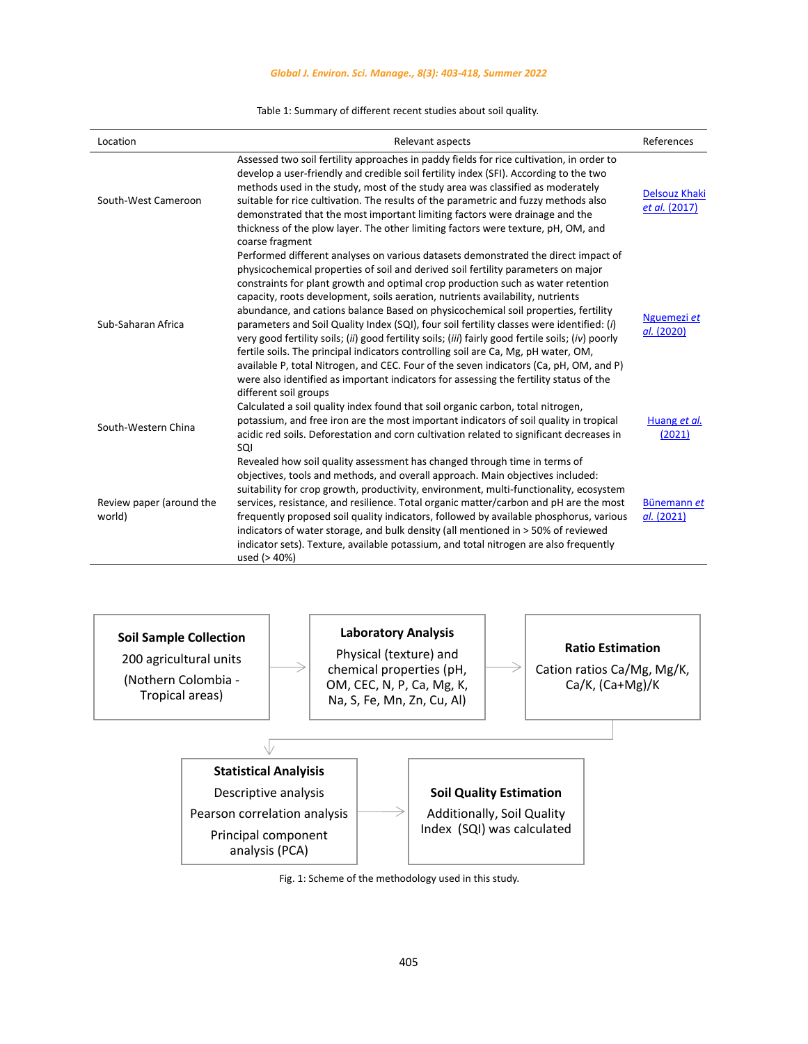Table 1: Summary of different recent studies about soil quality.

| Location | Relevant aspects | References |
|---|---|---|
| South-West Cameroon | Assessed two soil fertility approaches in paddy fields for rice cultivation, in order to develop a user-friendly and credible soil fertility index (SFI). According to the two methods used in the study, most of the study area was classified as moderately suitable for rice cultivation. The results of the parametric and fuzzy methods also demonstrated that the most important limiting factors were drainage and the thickness of the plow layer. The other limiting factors were texture, pH, OM, and coarse fragment | Delsouz Khaki *et al.* (2017) |
| Sub-Saharan Africa | Performed different analyses on various datasets demonstrated the direct impact of physicochemical properties of soil and derived soil fertility parameters on major constraints for plant growth and optimal crop production such as water retention capacity, roots development, soils aeration, nutrients availability, nutrients abundance, and cations balance Based on physicochemical soil properties, fertility parameters and Soil Quality Index (SQI), four soil fertility classes were identified: (*i*) very good fertility soils; (*ii*) good fertility soils; (*iii*) fairly good fertile soils; (*iv*) poorly fertile soils. The principal indicators controlling soil are Ca, Mg, pH water, OM, available P, total Nitrogen, and CEC. Four of the seven indicators (Ca, pH, OM, and P) were also identified as important indicators for assessing the fertility status of the different soil groups | Nguemezi *et al.* (2020) |
| South-Western China | Calculated a soil quality index found that soil organic carbon, total nitrogen, potassium, and free iron are the most important indicators of soil quality in tropical acidic red soils. Deforestation and corn cultivation related to significant decreases in SQI | Huang *et al.* (2021) |
| Review paper (around the world) | Revealed how soil quality assessment has changed through time in terms of objectives, tools and methods, and overall approach. Main objectives included: suitability for crop growth, productivity, environment, multi-functionality, ecosystem services, resistance, and resilience. Total organic matter/carbon and pH are the most frequently proposed soil quality indicators, followed by available phosphorus, various indicators of water storage, and bulk density (all mentioned in > 50% of reviewed indicator sets). Texture, available potassium, and total nitrogen are also frequently used (> 40%) | Bünemann *et al.* (2021) |

**Soil Sample Collection**
200 agricultural units
(Nothern Colombia - Tropical areas)

→ **Laboratory Analysis**
Physical (texture) and chemical properties (pH, OM, CEC, N, P, Ca, Mg, K, Na, S, Fe, Mn, Zn, Cu, Al)

→ **Ratio Estimation**
Cation ratios Ca/Mg, Mg/K, Ca/K, (Ca+Mg)/K

→ **Statistical Analysis**
Descriptive analysis
Pearson correlation analysis
Principal component analysis (PCA)

→ **Soil Quality Estimation**
Additionally, Soil Quality Index (SQI) was calculated

Fig. 1: Scheme of the methodology used in this study.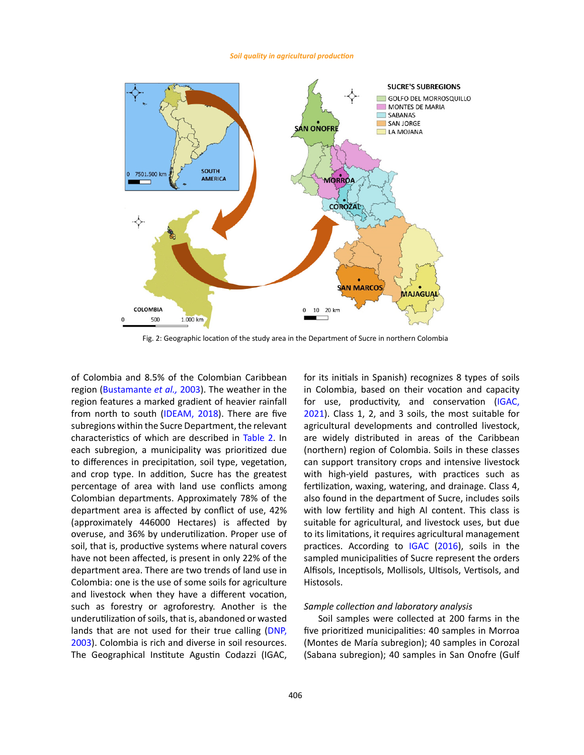Fig. 2: Geographic location of the study area in the Department of Sucre in northern Colombia

of Colombia and 8.5% of the Colombian Caribbean region (Bustamante *et al.,* 2003). The weather in the region features a marked gradient of heavier rainfall from north to south (IDEAM, 2018). There are five subregions within the Sucre Department, the relevant characteristics of which are described in Table 2. In each subregion, a municipality was prioritized due to differences in precipitation, soil type, vegetation, and crop type. In addition, Sucre has the greatest percentage of area with land use conflicts among Colombian departments. Approximately 78% of the department area is affected by conflict of use, 42% (approximately 446000 Hectares) is affected by overuse, and 36% by underutilization. Proper use of soil, that is, productive systems where natural covers have not been affected, is present in only 22% of the department area. There are two trends of land use in Colombia: one is the use of some soils for agriculture and livestock when they have a different vocation, such as forestry or agroforestry. Another is the underutilization of soils, that is, abandoned or wasted lands that are not used for their true calling (DNP, 2003). Colombia is rich and diverse in soil resources. The Geographical Institute Agustin Codazzi (IGAC, for its initials in Spanish) recognizes 8 types of soils in Colombia, based on their vocation and capacity for use, productivity, and conservation (IGAC, 2021). Class 1, 2, and 3 soils, the most suitable for agricultural developments and controlled livestock, are widely distributed in areas of the Caribbean (northern) region of Colombia. Soils in these classes can support transitory crops and intensive livestock with high-yield pastures, with practices such as fertilization, waxing, watering, and drainage. Class 4, also found in the department of Sucre, includes soils with low fertility and high Al content. This class is suitable for agricultural, and livestock uses, but due to its limitations, it requires agricultural management practices. According to IGAC (2016), soils in the sampled municipalities of Sucre represent the orders Alfisols, Inceptisols, Mollisols, Ultisols, Vertisols, and Histosols.

*Sample collection and laboratory analysis*

Soil samples were collected at 200 farms in the five prioritized municipalities: 40 samples in Morroa (Montes de María subregion); 40 samples in Corozal (Sabana subregion); 40 samples in San Onofre (Gulf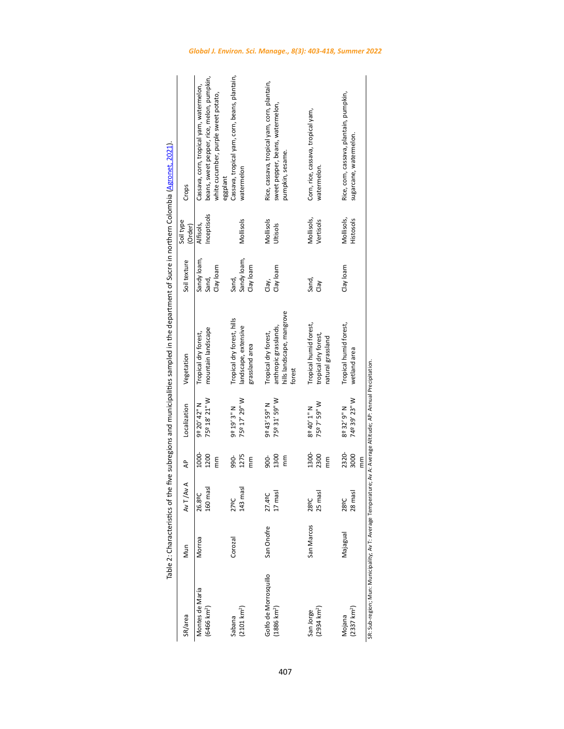Table 2: Characteristics of the five subregions and municipalities sampled in the department of Sucre in northern Colombia (Agronet, 2021).

| SR/area | Mun | Av T /Av A | AP | Localization | Vegetation | Soil texture | Soil type (Order) | Crops |
|---|---|---|---|---|---|---|---|---|
| Montes de María (6466 km²) | Morroa | 26.8ºC 160 masl | 1000-1200 mm | 9º 20' 42" N 75º 18' 21" W | Tropical dry forest, mountain landscape | Sandy loam, Sand, Clay loam | Alfisols, Inceptisols | Cassava, corn, tropical yam, watermelon, beans, sweet pepper, rice, melon, pumpkin, white cucumber, purple sweet potato, eggplant |
| Sabana (2101 km²) | Corozal | 27ºC 143 masl | 990-1275 mm | 9º 19' 3" N 75º 17' 29" W | Tropical dry forest, hills landscape, extensive grassland area | Sand, Sandy loam, Clay loam | Mollisols | Cassava, tropical yam, corn, beans, plantain, watermelon |
| Golfo de Morrosquillo (1886 km²) | San Onofre | 27.4ºC 17 masl | 900-1300 mm | 9º 43' 59" N 75º 31' 59" W | Tropical dry forest, anthropic grasslands, hills landscape, mangrove forest | Clay, Clay loam | Mollisols Ultisols | Rice, cassava, tropical yam, corn, plantain, sweet pepper, beans, watermelon, pumpkin, sesame. |
| San Jorge (2934 km²) | San Marcos | 28ºC 25 masl | 1300-2300 mm | 8º 40' 1" N 75º 7' 59" W | Tropical humid forest, tropical dry forest, natural grassland | Sand, Clay | Mollisols, Vertisols | Corn, rice, cassava, tropical yam, watermelon. |
| Mojana (2337 km²) | Majagual | 28ºC 28 masl | 2320-3000 mm | 8º 32' 9" N 74º 39' 23" W | Tropical humid forest, wetland area | Clay loam | Mollisols, Histosols | Rice, corn, cassava, plantain, pumpkin, sugarcane, watermelon. |

SR: Sub-region; Mun: Municipality; Av T: Average Temperature; Av A: Average Altitude; AP: Annual Precipitation.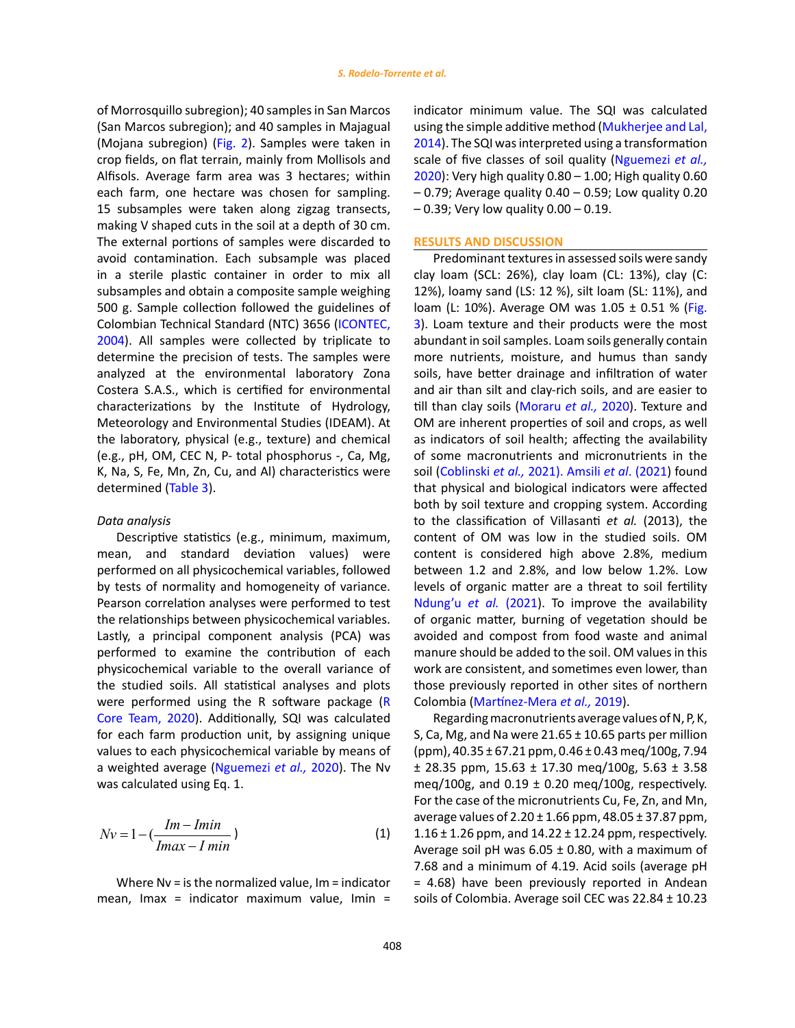of Morrosquillo subregion); 40 samples in San Marcos (San Marcos subregion); and 40 samples in Majagual (Mojana subregion) (Fig. 2). Samples were taken in crop fields, on flat terrain, mainly from Mollisols and Alfisols. Average farm area was 3 hectares; within each farm, one hectare was chosen for sampling. 15 subsamples were taken along zigzag transects, making V shaped cuts in the soil at a depth of 30 cm. The external portions of samples were discarded to avoid contamination. Each subsample was placed in a sterile plastic container in order to mix all subsamples and obtain a composite sample weighing 500 g. Sample collection followed the guidelines of Colombian Technical Standard (NTC) 3656 (ICONTEC, 2004). All samples were collected by triplicate to determine the precision of tests. The samples were analyzed at the environmental laboratory Zona Costera S.A.S., which is certified for environmental characterizations by the Institute of Hydrology, Meteorology and Environmental Studies (IDEAM). At the laboratory, physical (e.g., texture) and chemical (e.g., pH, OM, CEC N, P- total phosphorus -, Ca, Mg, K, Na, S, Fe, Mn, Zn, Cu, and Al) characteristics were determined (Table 3).

*Data analysis*

Descriptive statistics (e.g., minimum, maximum, mean, and standard deviation values) were performed on all physicochemical variables, followed by tests of normality and homogeneity of variance. Pearson correlation analyses were performed to test the relationships between physicochemical variables. Lastly, a principal component analysis (PCA) was performed to examine the contribution of each physicochemical variable to the overall variance of the studied soils. All statistical analyses and plots were performed using the R software package (R Core Team, 2020). Additionally, SQI was calculated for each farm production unit, by assigning unique values to each physicochemical variable by means of a weighted average (Nguemezi *et al.,* 2020). The Nv was calculated using Eq. 1.

$$Nv = 1 - \left(\frac{Im - Imin}{Imax - I\,min}\right) \quad (1)$$

Where Nv = is the normalized value, Im = indicator mean, Imax = indicator maximum value, Imin = indicator minimum value. The SQI was calculated using the simple additive method (Mukherjee and Lal, 2014). The SQI was interpreted using a transformation scale of five classes of soil quality (Nguemezi *et al.,* 2020): Very high quality 0.80 – 1.00; High quality 0.60 – 0.79; Average quality 0.40 – 0.59; Low quality 0.20 – 0.39; Very low quality 0.00 – 0.19.

## RESULTS AND DISCUSSION

Predominant textures in assessed soils were sandy clay loam (SCL: 26%), clay loam (CL: 13%), clay (C: 12%), loamy sand (LS: 12 %), silt loam (SL: 11%), and loam (L: 10%). Average OM was 1.05 ± 0.51 % (Fig. 3). Loam texture and their products were the most abundant in soil samples. Loam soils generally contain more nutrients, moisture, and humus than sandy soils, have better drainage and infiltration of water and air than silt and clay-rich soils, and are easier to till than clay soils (Moraru *et al.,* 2020). Texture and OM are inherent properties of soil and crops, as well as indicators of soil health; affecting the availability of some macronutrients and micronutrients in the soil (Coblinski *et al.,* 2021). Amsili *et al*. (2021) found that physical and biological indicators were affected both by soil texture and cropping system. According to the classification of Villasanti *et al.* (2013), the content of OM was low in the studied soils. OM content is considered high above 2.8%, medium between 1.2 and 2.8%, and low below 1.2%. Low levels of organic matter are a threat to soil fertility Ndung'u *et al.* (2021). To improve the availability of organic matter, burning of vegetation should be avoided and compost from food waste and animal manure should be added to the soil. OM values in this work are consistent, and sometimes even lower, than those previously reported in other sites of northern Colombia (Martínez-Mera *et al.,* 2019).

Regarding macronutrients average values of N, P, K, S, Ca, Mg, and Na were 21.65 ± 10.65 parts per million (ppm), 40.35 ± 67.21 ppm, 0.46 ± 0.43 meq/100g, 7.94 ± 28.35 ppm, 15.63 ± 17.30 meq/100g, 5.63 ± 3.58 meq/100g, and 0.19 ± 0.20 meq/100g, respectively. For the case of the micronutrients Cu, Fe, Zn, and Mn, average values of 2.20 ± 1.66 ppm, 48.05 ± 37.87 ppm, 1.16 ± 1.26 ppm, and 14.22 ± 12.24 ppm, respectively. Average soil pH was 6.05 ± 0.80, with a maximum of 7.68 and a minimum of 4.19. Acid soils (average pH = 4.68) have been previously reported in Andean soils of Colombia. Average soil CEC was 22.84 ± 10.23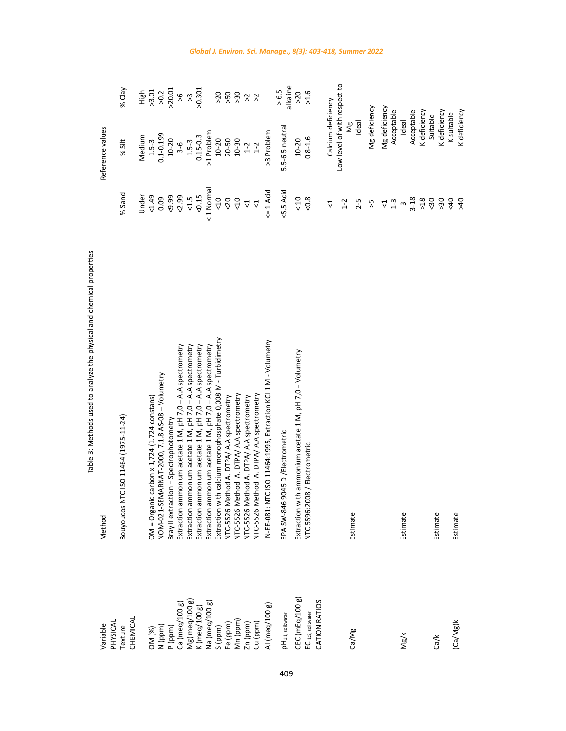Table 3: Methods used to analyze the physical and chemical properties.

| Variable | Method | Reference values | | |
|---|---|---|---|---|
| PHYSICAL | | | | |
| Texture | Bouyoucos NTC ISO 11464 (1975-11-24) | % Sand | % Silt | % Clay |
| CHEMICAL | | | | |
| | | Under | Medium | High |
| OM (%) | OM = Organic carbon x 1,724 (1.724 constans) | <1.49 | 1.5-3 | >3.01 |
| N (ppm) | NOM-021-SEMARNAT-2000, 7.1.8 AS-08 – Volumetry | 0.09 | 0.1-0.199 | >0.2 |
| P (ppm) | Bray II extraction – Spectrophotometry | <9.99 | 10-20 | >20.01 |
| Ca (meq/100 g) | Extraction ammonium acetate 1 M, pH 7,0 – A.A spectrometry | <2.99 | 3-6 | >6 |
| Mg( meq/100 g) | Extraction ammonium acetate 1 M, pH 7,0 – A.A spectrometry | <1.5 | 1.5-3 | >3 |
| K (meq/100 g) | Extraction ammonium acetate 1 M, pH 7,0 – A.A spectrometry | <0.15 | 0.15-0.3 | >0.301 |
| Na (meq/100 g) | Extraction ammonium acetate 1 M, pH 7,0 – A.A spectrometry | < 1 Normal | >1 Problem | |
| S (ppm) | Extraction with calcium monophosphate 0,008 M - Turbidimetry | <10 | 10-20 | >20 |
| Fe (ppm) | NTC-5526 Method A. DTPA/ A.A spectrometry | <20 | 20-50 | >50 |
| Mn (ppm) | NTC-5526 Method A. DTPA/ A.A spectrometry | <10 | 10-30 | >30 |
| Zn (ppm) | NTC-5526 Method A. DTPA/ A.A spectrometry | <1 | 1-2 | >2 |
| Cu (ppm) | NTC-5526 Method A. DTPA/ A.A spectrometry | <1 | 1-2 | >2 |
| Al (meq/100 g) | IN-EE-081: NTC ISO 11464:1995, Extraction KCl 1 M - Volumetry | <= 1 Acid | >3 Problem | |
| $pH_{1:1,\ soil:water}$ | EPA SW-846 9045 D /Electrometric | <5.5 Acid | 5.5-6.5 neutral | > 6.5 alkaline |
| CEC (mEq/100 g) | Extraction with ammonium acetate 1 M, pH 7,0 – Volumetry | < 10 | 10-20 | >20 |
| $EC_{1:5,\ soil:water}$ | NTC 5596:2008 / Electrometric | <0.8 | 0.8-1.6 | >1.6 |
| CATION RATIOS | | | | |
| Ca/Mg | Estimate | <1 | Calcium deficiency | |
| | | 1-2 | Low level of with respect to Mg | |
| | | 2-5 | Ideal | |
| | | >5 | Mg deficiency | |
| Mg/k | Estimate | <1 | Mg deficiency | |
| | | 1-3 | Acceptable | |
| | | 3 | Ideal | |
| | | 3-18 | Acceptable | |
| | | >18 | K deficiency | |
| Ca/k | Estimate | <30 | Suitable | |
| | | >30 | K deficiency | |
| (Ca/Mg)k | Estimate | <40 | K suitable | |
| | | >40 | K deficiency | |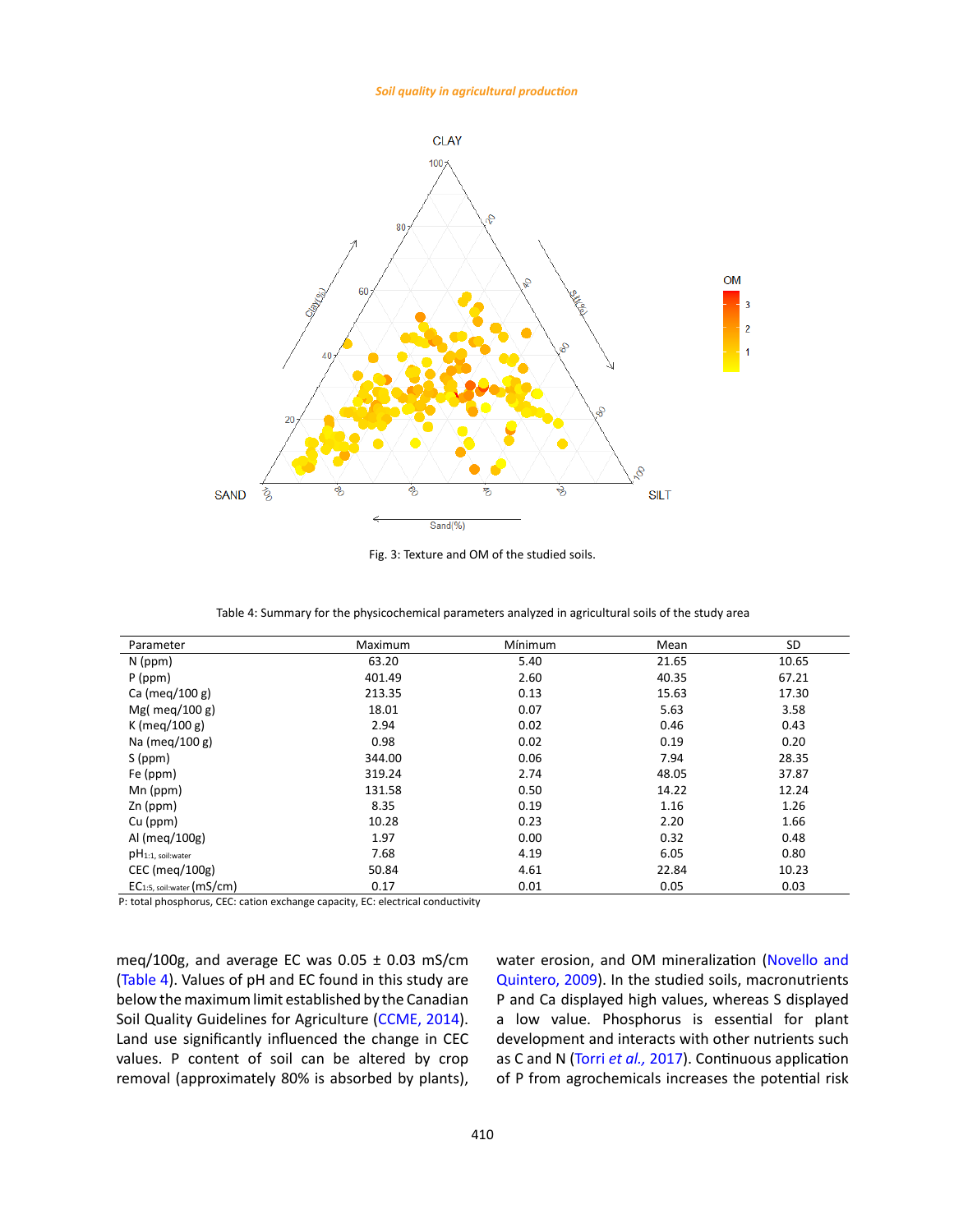Fig. 3: Texture and OM of the studied soils.

Table 4: Summary for the physicochemical parameters analyzed in agricultural soils of the study area

| Parameter | Maximum | Mínimum | Mean | SD |
|---|---|---|---|---|
| N (ppm) | 63.20 | 5.40 | 21.65 | 10.65 |
| P (ppm) | 401.49 | 2.60 | 40.35 | 67.21 |
| Ca (meq/100 g) | 213.35 | 0.13 | 15.63 | 17.30 |
| Mg( meq/100 g) | 18.01 | 0.07 | 5.63 | 3.58 |
| K (meq/100 g) | 2.94 | 0.02 | 0.46 | 0.43 |
| Na (meq/100 g) | 0.98 | 0.02 | 0.19 | 0.20 |
| S (ppm) | 344.00 | 0.06 | 7.94 | 28.35 |
| Fe (ppm) | 319.24 | 2.74 | 48.05 | 37.87 |
| Mn (ppm) | 131.58 | 0.50 | 14.22 | 12.24 |
| Zn (ppm) | 8.35 | 0.19 | 1.16 | 1.26 |
| Cu (ppm) | 10.28 | 0.23 | 2.20 | 1.66 |
| Al (meq/100g) | 1.97 | 0.00 | 0.32 | 0.48 |
| $pH_{1:1,\ soil:water}$ | 7.68 | 4.19 | 6.05 | 0.80 |
| CEC (meq/100g) | 50.84 | 4.61 | 22.84 | 10.23 |
| $EC_{1:5,\ soil:water}$ (mS/cm) | 0.17 | 0.01 | 0.05 | 0.03 |

P: total phosphorus, CEC: cation exchange capacity, EC: electrical conductivity

meq/100g, and average EC was 0.05 ± 0.03 mS/cm (Table 4). Values of pH and EC found in this study are below the maximum limit established by the Canadian Soil Quality Guidelines for Agriculture (CCME, 2014). Land use significantly influenced the change in CEC values. P content of soil can be altered by crop removal (approximately 80% is absorbed by plants), water erosion, and OM mineralization (Novello and Quintero, 2009). In the studied soils, macronutrients P and Ca displayed high values, whereas S displayed a low value. Phosphorus is essential for plant development and interacts with other nutrients such as C and N (Torri *et al.,* 2017). Continuous application of P from agrochemicals increases the potential risk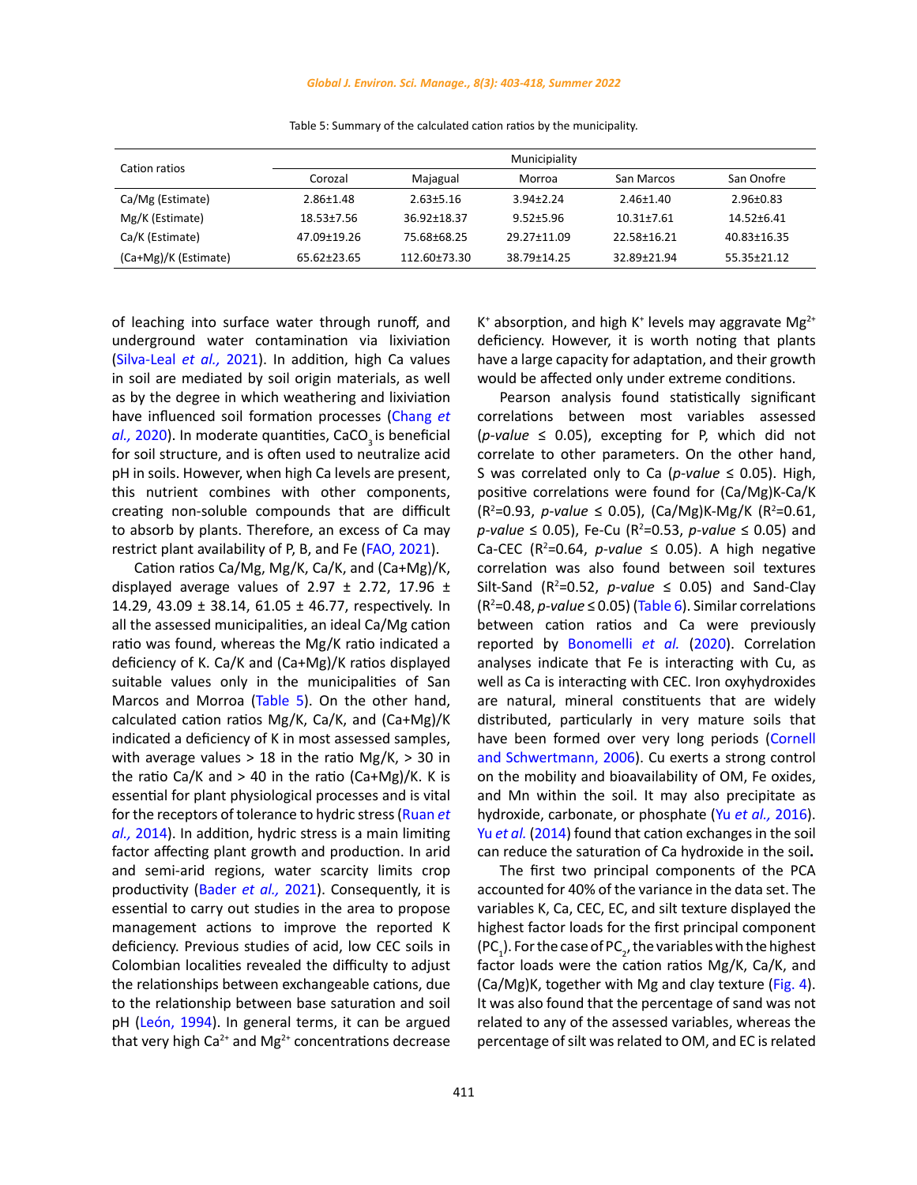Table 5: Summary of the calculated cation ratios by the municipality.

| Cation ratios | Municipiality | | | | |
|---|---|---|---|---|---|
| | Corozal | Majagual | Morroa | San Marcos | San Onofre |
| Ca/Mg (Estimate) | 2.86±1.48 | 2.63±5.16 | 3.94±2.24 | 2.46±1.40 | 2.96±0.83 |
| Mg/K (Estimate) | 18.53±7.56 | 36.92±18.37 | 9.52±5.96 | 10.31±7.61 | 14.52±6.41 |
| Ca/K (Estimate) | 47.09±19.26 | 75.68±68.25 | 29.27±11.09 | 22.58±16.21 | 40.83±16.35 |
| (Ca+Mg)/K (Estimate) | 65.62±23.65 | 112.60±73.30 | 38.79±14.25 | 32.89±21.94 | 55.35±21.12 |

of leaching into surface water through runoff, and underground water contamination via lixiviation (Silva-Leal *et al.,* 2021). In addition, high Ca values in soil are mediated by soil origin materials, as well as by the degree in which weathering and lixiviation have influenced soil formation processes (Chang *et al.,* 2020). In moderate quantities, $CaCO_3$ is beneficial for soil structure, and is often used to neutralize acid pH in soils. However, when high Ca levels are present, this nutrient combines with other components, creating non-soluble compounds that are difficult to absorb by plants. Therefore, an excess of Ca may restrict plant availability of P, B, and Fe (FAO, 2021).

Cation ratios Ca/Mg, Mg/K, Ca/K, and (Ca+Mg)/K, displayed average values of 2.97 ± 2.72, 17.96 ± 14.29, 43.09 ± 38.14, 61.05 ± 46.77, respectively. In all the assessed municipalities, an ideal Ca/Mg cation ratio was found, whereas the Mg/K ratio indicated a deficiency of K. Ca/K and (Ca+Mg)/K ratios displayed suitable values only in the municipalities of San Marcos and Morroa (Table 5). On the other hand, calculated cation ratios Mg/K, Ca/K, and (Ca+Mg)/K indicated a deficiency of K in most assessed samples, with average values > 18 in the ratio Mg/K, > 30 in the ratio Ca/K and > 40 in the ratio (Ca+Mg)/K. K is essential for plant physiological processes and is vital for the receptors of tolerance to hydric stress (Ruan *et al.,* 2014). In addition, hydric stress is a main limiting factor affecting plant growth and production. In arid and semi-arid regions, water scarcity limits crop productivity (Bader *et al.,* 2021). Consequently, it is essential to carry out studies in the area to propose management actions to improve the reported K deficiency. Previous studies of acid, low CEC soils in Colombian localities revealed the difficulty to adjust the relationships between exchangeable cations, due to the relationship between base saturation and soil pH (León, 1994). In general terms, it can be argued that very high $Ca^{2+}$ and $Mg^{2+}$ concentrations decrease $K^+$ absorption, and high $K^+$ levels may aggravate $Mg^{2+}$ deficiency. However, it is worth noting that plants have a large capacity for adaptation, and their growth would be affected only under extreme conditions.

Pearson analysis found statistically significant correlations between most variables assessed (*p-value* ≤ 0.05), excepting for P, which did not correlate to other parameters. On the other hand, S was correlated only to Ca (*p-value* ≤ 0.05). High, positive correlations were found for (Ca/Mg)K-Ca/K ($R^2$=0.93, *p-value* ≤ 0.05), (Ca/Mg)K-Mg/K ($R^2$=0.61, *p-value* ≤ 0.05), Fe-Cu ($R^2$=0.53, *p-value* ≤ 0.05) and Ca-CEC ($R^2$=0.64, *p-value* ≤ 0.05). A high negative correlation was also found between soil textures Silt-Sand ($R^2$=0.52, *p-value* ≤ 0.05) and Sand-Clay ($R^2$=0.48, *p-value* ≤ 0.05) (Table 6). Similar correlations between cation ratios and Ca were previously reported by Bonomelli *et al.* (2020). Correlation analyses indicate that Fe is interacting with Cu, as well as Ca is interacting with CEC. Iron oxyhydroxides are natural, mineral constituents that are widely distributed, particularly in very mature soils that have been formed over very long periods (Cornell and Schwertmann, 2006). Cu exerts a strong control on the mobility and bioavailability of OM, Fe oxides, and Mn within the soil. It may also precipitate as hydroxide, carbonate, or phosphate (Yu *et al.,* 2016). Yu *et al.* (2014) found that cation exchanges in the soil can reduce the saturation of Ca hydroxide in the soil**.**

The first two principal components of the PCA accounted for 40% of the variance in the data set. The variables K, Ca, CEC, EC, and silt texture displayed the highest factor loads for the first principal component ($PC_1$). For the case of $PC_2$, the variables with the highest factor loads were the cation ratios Mg/K, Ca/K, and (Ca/Mg)K, together with Mg and clay texture (Fig. 4). It was also found that the percentage of sand was not related to any of the assessed variables, whereas the percentage of silt was related to OM, and EC is related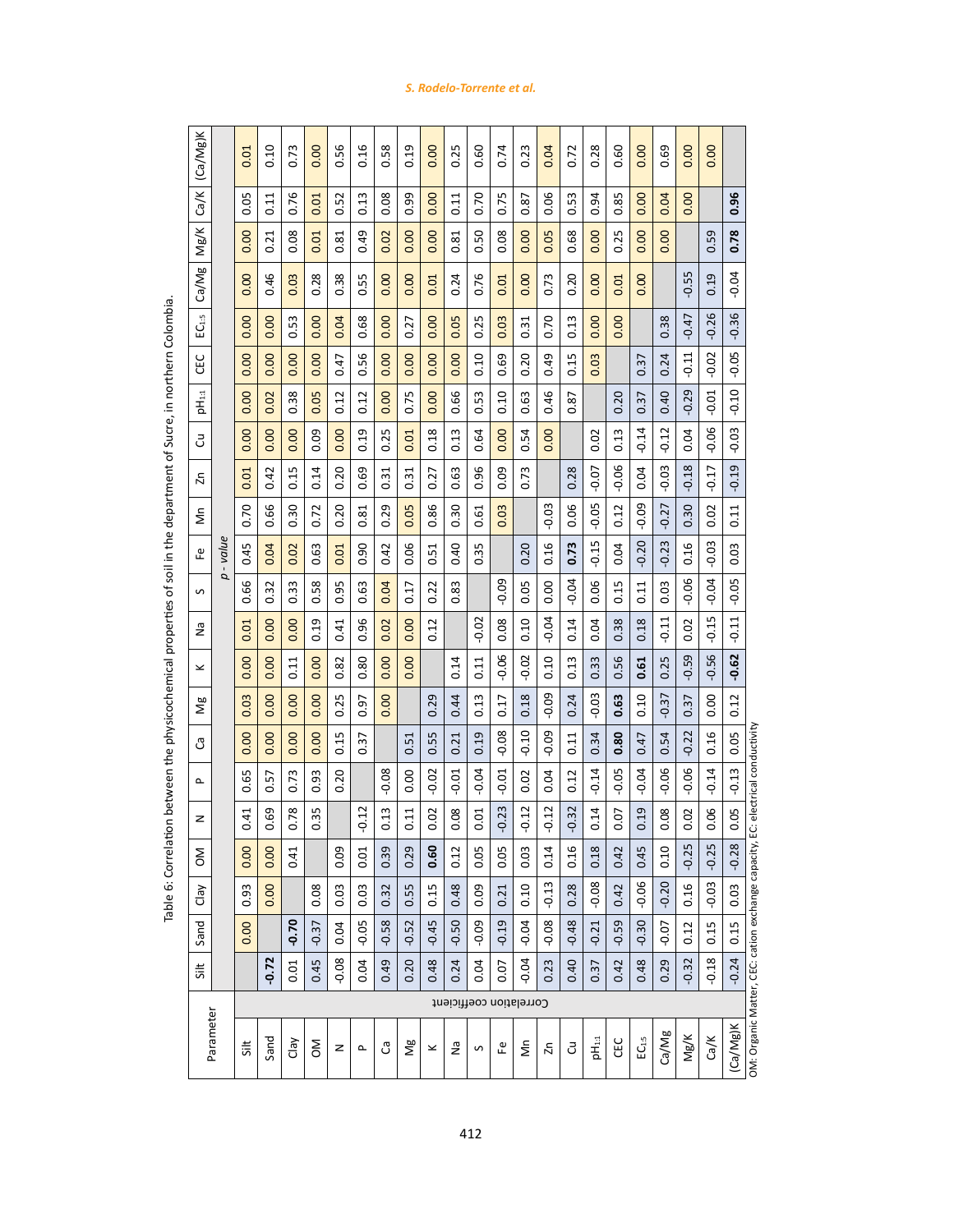Table 6: Correlation between the physicochemical properties of soil in the department of Sucre, in northern Colombia.

Values below the diagonal: correlation coefficient; values above the diagonal: *p - value*.

| Parameter | Silt | Sand | Clay | OM | N | P | Ca | Mg | K | Na | S | Fe | Mn | Zn | Cu | $pH_{1:1}$ | CEC | $EC_{1:5}$ | Ca/Mg | Mg/K | Ca/K | (Ca/Mg)K |
|---|---|---|---|---|---|---|---|---|---|---|---|---|---|---|---|---|---|---|---|---|---|---|
| Silt | | 0.00 | 0.93 | 0.00 | 0.41 | 0.65 | 0.00 | 0.03 | 0.00 | 0.01 | 0.66 | 0.45 | 0.70 | 0.01 | 0.00 | 0.00 | 0.00 | 0.00 | 0.00 | 0.00 | 0.05 | 0.01 |
| Sand | **-0.72** | | 0.00 | 0.00 | 0.69 | 0.57 | 0.00 | 0.00 | 0.00 | 0.00 | 0.32 | 0.04 | 0.66 | 0.42 | 0.00 | 0.02 | 0.00 | 0.00 | 0.46 | 0.21 | 0.11 | 0.10 |
| Clay | 0.01 | **-0.70** | | 0.41 | 0.78 | 0.73 | 0.00 | 0.00 | 0.11 | 0.00 | 0.33 | 0.02 | 0.30 | 0.15 | 0.00 | 0.38 | 0.00 | 0.53 | 0.03 | 0.08 | 0.76 | 0.73 |
| OM | 0.45 | -0.37 | 0.08 | | 0.35 | 0.93 | 0.00 | 0.00 | 0.00 | 0.19 | 0.58 | 0.63 | 0.72 | 0.14 | 0.09 | 0.05 | 0.00 | 0.00 | 0.28 | 0.01 | 0.01 | 0.00 |
| N | -0.08 | 0.04 | 0.03 | 0.09 | | 0.20 | 0.15 | 0.25 | 0.82 | 0.41 | 0.95 | 0.01 | 0.20 | 0.20 | 0.00 | 0.12 | 0.47 | 0.04 | 0.38 | 0.81 | 0.52 | 0.56 |
| P | 0.04 | -0.05 | 0.03 | 0.01 | -0.12 | | 0.37 | 0.97 | 0.80 | 0.96 | 0.63 | 0.90 | 0.81 | 0.69 | 0.19 | 0.12 | 0.56 | 0.68 | 0.55 | 0.49 | 0.13 | 0.16 |
| Ca | 0.49 | -0.58 | 0.32 | 0.39 | 0.13 | -0.08 | | 0.00 | 0.00 | 0.02 | 0.04 | 0.42 | 0.29 | 0.31 | 0.25 | 0.00 | 0.00 | 0.00 | 0.00 | 0.02 | 0.08 | 0.58 |
| Mg | 0.20 | -0.52 | 0.55 | 0.29 | 0.11 | 0.00 | 0.51 | | 0.00 | 0.00 | 0.17 | 0.06 | 0.05 | 0.31 | 0.01 | 0.75 | 0.00 | 0.27 | 0.00 | 0.00 | 0.99 | 0.19 |
| K | 0.48 | -0.45 | 0.15 | **0.60** | 0.02 | -0.02 | 0.55 | 0.29 | | 0.12 | 0.22 | 0.51 | 0.86 | 0.27 | 0.18 | 0.00 | 0.00 | 0.00 | 0.01 | 0.00 | 0.00 | 0.00 |
| Na | 0.24 | -0.50 | 0.48 | 0.12 | 0.08 | -0.01 | 0.21 | 0.44 | 0.14 | | 0.83 | 0.40 | 0.30 | 0.63 | 0.13 | 0.66 | 0.00 | 0.05 | 0.24 | 0.81 | 0.11 | 0.25 |
| S | 0.04 | -0.09 | 0.09 | 0.05 | 0.01 | -0.04 | 0.19 | 0.13 | 0.11 | -0.02 | | 0.35 | 0.61 | 0.96 | 0.64 | 0.53 | 0.10 | 0.25 | 0.76 | 0.50 | 0.70 | 0.60 |
| Fe | 0.07 | -0.19 | 0.21 | 0.05 | -0.23 | -0.01 | -0.08 | 0.17 | -0.06 | 0.08 | -0.09 | | 0.03 | 0.09 | 0.00 | 0.10 | 0.69 | 0.03 | 0.01 | 0.08 | 0.75 | 0.74 |
| Mn | -0.04 | -0.04 | 0.10 | 0.03 | -0.12 | 0.02 | -0.10 | 0.18 | -0.02 | 0.10 | 0.05 | 0.20 | | 0.73 | 0.54 | 0.63 | 0.20 | 0.31 | 0.00 | 0.00 | 0.87 | 0.23 |
| Zn | 0.23 | -0.08 | -0.13 | 0.14 | -0.12 | 0.04 | -0.09 | -0.09 | 0.10 | -0.04 | 0.00 | 0.16 | -0.03 | | 0.00 | 0.46 | 0.49 | 0.70 | 0.73 | 0.05 | 0.06 | 0.04 |
| Cu | 0.40 | -0.48 | 0.28 | 0.16 | -0.32 | 0.12 | 0.11 | 0.24 | 0.13 | 0.14 | -0.04 | **0.73** | 0.06 | 0.28 | | 0.87 | 0.15 | 0.13 | 0.20 | 0.68 | 0.53 | 0.72 |
| $pH_{1:1}$ | 0.37 | -0.21 | -0.08 | 0.18 | 0.14 | -0.14 | 0.34 | -0.03 | 0.33 | 0.04 | 0.06 | -0.15 | -0.05 | -0.07 | 0.02 | | 0.03 | 0.00 | 0.00 | 0.00 | 0.94 | 0.28 |
| CEC | 0.42 | -0.59 | 0.42 | 0.42 | 0.07 | -0.05 | **0.80** | **0.63** | 0.56 | 0.38 | 0.15 | 0.04 | 0.12 | -0.06 | 0.13 | 0.20 | | 0.00 | 0.01 | 0.25 | 0.85 | 0.60 |
| $EC_{1:5}$ | 0.48 | -0.30 | -0.06 | 0.45 | 0.19 | -0.04 | 0.47 | 0.10 | **0.61** | 0.18 | 0.11 | -0.20 | -0.09 | 0.04 | -0.14 | 0.37 | 0.37 | | 0.00 | 0.00 | 0.00 | 0.00 |
| Ca/Mg | 0.29 | -0.07 | -0.20 | 0.10 | 0.08 | -0.06 | 0.54 | -0.37 | 0.25 | -0.11 | 0.03 | -0.23 | -0.27 | -0.03 | -0.12 | 0.40 | 0.24 | 0.38 | | 0.00 | 0.04 | 0.69 |
| Mg/K | -0.32 | 0.12 | 0.16 | -0.25 | 0.02 | -0.06 | -0.22 | 0.37 | -0.59 | 0.02 | -0.06 | 0.16 | 0.30 | -0.18 | 0.04 | -0.29 | -0.11 | -0.47 | -0.55 | | 0.00 | 0.00 |
| Ca/K | -0.18 | 0.15 | -0.03 | -0.25 | 0.06 | -0.14 | 0.16 | 0.00 | -0.56 | -0.15 | -0.04 | -0.03 | 0.02 | -0.17 | -0.06 | -0.01 | -0.02 | -0.26 | 0.19 | 0.59 | | 0.00 |
| (Ca/Mg)K | -0.24 | 0.15 | 0.03 | -0.28 | 0.05 | -0.13 | 0.05 | 0.12 | **-0.62** | -0.11 | -0.05 | 0.03 | 0.11 | -0.19 | -0.03 | -0.10 | -0.05 | -0.36 | -0.04 | **0.78** | **0.96** | |

OM: Organic Matter, CEC: cation exchange capacity, EC: electrical conductivity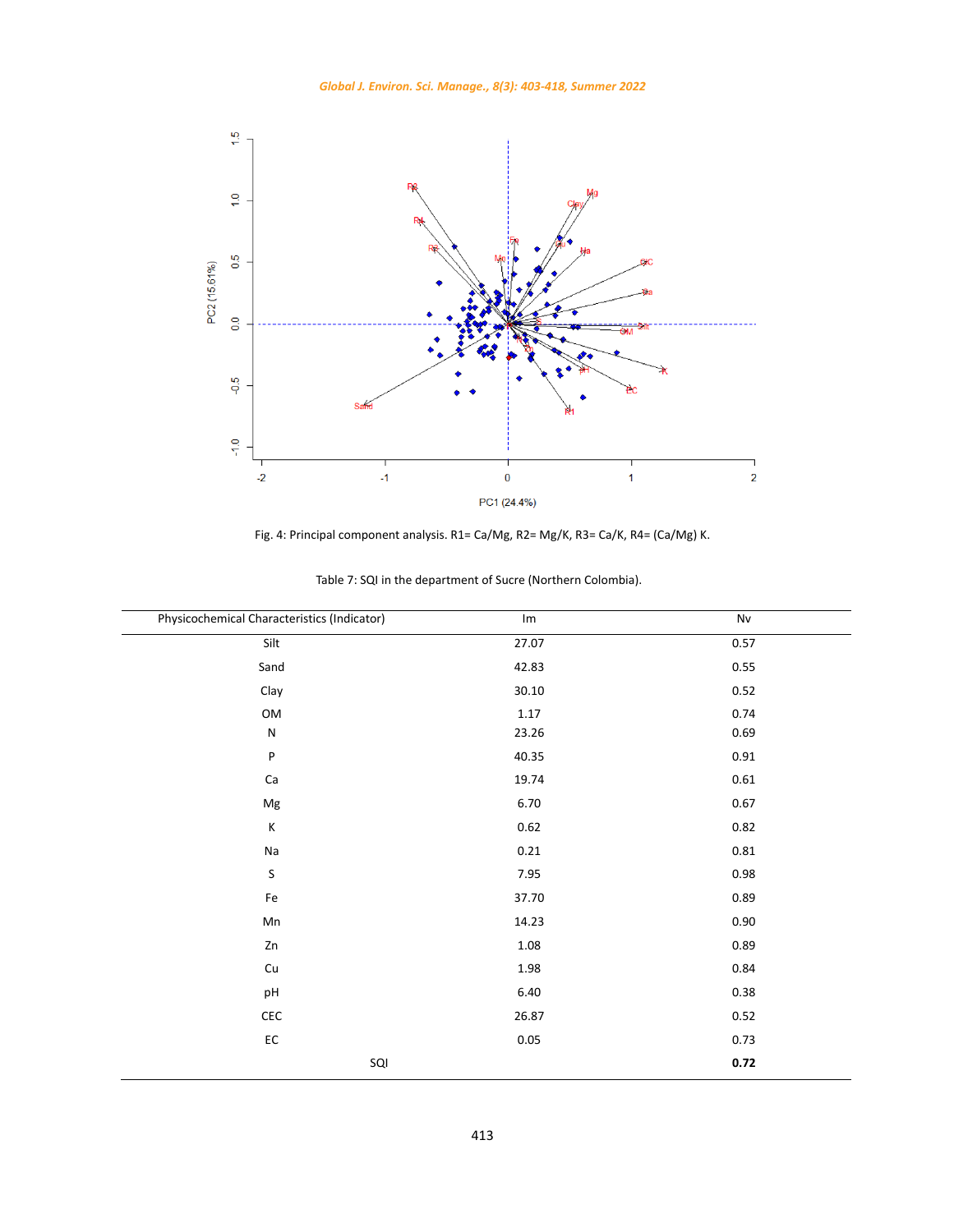Fig. 4: Principal component analysis. R1= Ca/Mg, R2= Mg/K, R3= Ca/K, R4= (Ca/Mg) K.

Table 7: SQI in the department of Sucre (Northern Colombia).

| Physicochemical Characteristics (Indicator) | Im | Nv |
|---|---|---|
| Silt | 27.07 | 0.57 |
| Sand | 42.83 | 0.55 |
| Clay | 30.10 | 0.52 |
| OM | 1.17 | 0.74 |
| N | 23.26 | 0.69 |
| P | 40.35 | 0.91 |
| Ca | 19.74 | 0.61 |
| Mg | 6.70 | 0.67 |
| K | 0.62 | 0.82 |
| Na | 0.21 | 0.81 |
| S | 7.95 | 0.98 |
| Fe | 37.70 | 0.89 |
| Mn | 14.23 | 0.90 |
| Zn | 1.08 | 0.89 |
| Cu | 1.98 | 0.84 |
| pH | 6.40 | 0.38 |
| CEC | 26.87 | 0.52 |
| EC | 0.05 | 0.73 |
| SQI | | **0.72** |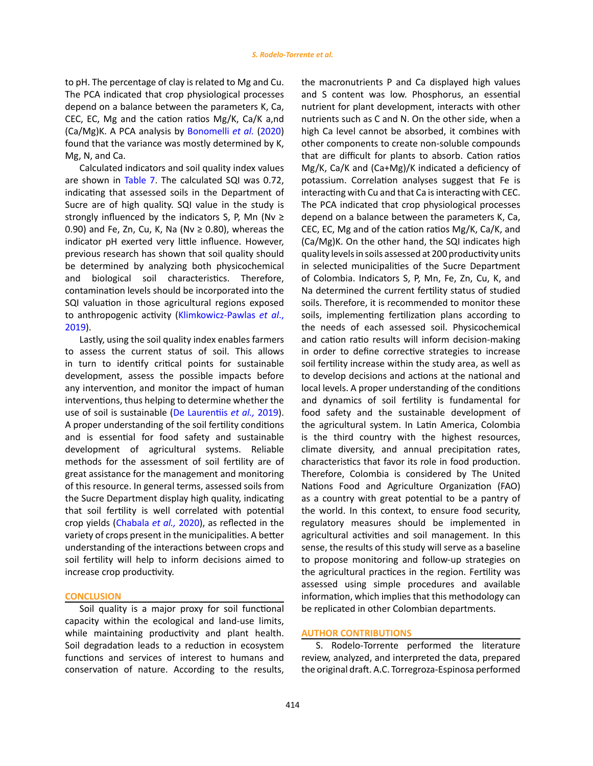to pH. The percentage of clay is related to Mg and Cu. The PCA indicated that crop physiological processes depend on a balance between the parameters K, Ca, CEC, EC, Mg and the cation ratios Mg/K, Ca/K a,nd (Ca/Mg)K. A PCA analysis by Bonomelli *et al.* (2020) found that the variance was mostly determined by K, Mg, N, and Ca.

Calculated indicators and soil quality index values are shown in Table 7. The calculated SQI was 0.72, indicating that assessed soils in the Department of Sucre are of high quality. SQI value in the study is strongly influenced by the indicators S, P, Mn ($Nv \geq 0.90$) and Fe, Zn, Cu, K, Na ($Nv \geq 0.80$), whereas the indicator pH exerted very little influence. However, previous research has shown that soil quality should be determined by analyzing both physicochemical and biological soil characteristics. Therefore, contamination levels should be incorporated into the SQI valuation in those agricultural regions exposed to anthropogenic activity (Klimkowicz-Pawlas *et al.*, 2019).

Lastly, using the soil quality index enables farmers to assess the current status of soil. This allows in turn to identify critical points for sustainable development, assess the possible impacts before any intervention, and monitor the impact of human interventions, thus helping to determine whether the use of soil is sustainable (De Laurentiis *et al.,* 2019). A proper understanding of the soil fertility conditions and is essential for food safety and sustainable development of agricultural systems. Reliable methods for the assessment of soil fertility are of great assistance for the management and monitoring of this resource. In general terms, assessed soils from the Sucre Department display high quality, indicating that soil fertility is well correlated with potential crop yields (Chabala *et al.,* 2020), as reflected in the variety of crops present in the municipalities. A better understanding of the interactions between crops and soil fertility will help to inform decisions aimed to increase crop productivity.

## CONCLUSION

Soil quality is a major proxy for soil functional capacity within the ecological and land-use limits, while maintaining productivity and plant health. Soil degradation leads to a reduction in ecosystem functions and services of interest to humans and conservation of nature. According to the results, the macronutrients P and Ca displayed high values and S content was low. Phosphorus, an essential nutrient for plant development, interacts with other nutrients such as C and N. On the other side, when a high Ca level cannot be absorbed, it combines with other components to create non-soluble compounds that are difficult for plants to absorb. Cation ratios Mg/K, Ca/K and (Ca+Mg)/K indicated a deficiency of potassium. Correlation analyses suggest that Fe is interacting with Cu and that Ca is interacting with CEC. The PCA indicated that crop physiological processes depend on a balance between the parameters K, Ca, CEC, EC, Mg and of the cation ratios Mg/K, Ca/K, and (Ca/Mg)K. On the other hand, the SQI indicates high quality levels in soils assessed at 200 productivity units in selected municipalities of the Sucre Department of Colombia. Indicators S, P, Mn, Fe, Zn, Cu, K, and Na determined the current fertility status of studied soils. Therefore, it is recommended to monitor these soils, implementing fertilization plans according to the needs of each assessed soil. Physicochemical and cation ratio results will inform decision-making in order to define corrective strategies to increase soil fertility increase within the study area, as well as to develop decisions and actions at the national and local levels. A proper understanding of the conditions and dynamics of soil fertility is fundamental for food safety and the sustainable development of the agricultural system. In Latin America, Colombia is the third country with the highest resources, climate diversity, and annual precipitation rates, characteristics that favor its role in food production. Therefore, Colombia is considered by The United Nations Food and Agriculture Organization (FAO) as a country with great potential to be a pantry of the world. In this context, to ensure food security, regulatory measures should be implemented in agricultural activities and soil management. In this sense, the results of this study will serve as a baseline to propose monitoring and follow-up strategies on the agricultural practices in the region. Fertility was assessed using simple procedures and available information, which implies that this methodology can be replicated in other Colombian departments.

## AUTHOR CONTRIBUTIONS

S. Rodelo-Torrente performed the literature review, analyzed, and interpreted the data, prepared the original draft. A.C. Torregroza-Espinosa performed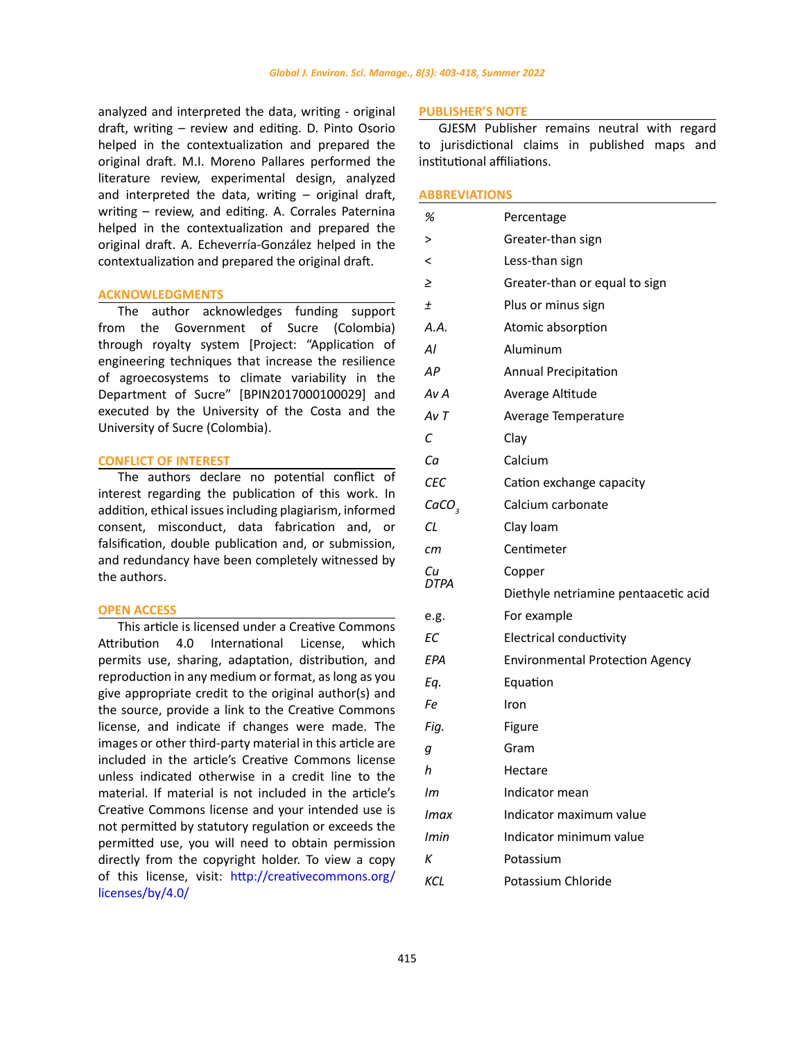analyzed and interpreted the data, writing - original draft, writing – review and editing. D. Pinto Osorio helped in the contextualization and prepared the original draft. M.I. Moreno Pallares performed the literature review, experimental design, analyzed and interpreted the data, writing – original draft, writing – review, and editing. A. Corrales Paternina helped in the contextualization and prepared the original draft. A. Echeverría-González helped in the contextualization and prepared the original draft.

## ACKNOWLEDGMENTS

The author acknowledges funding support from the Government of Sucre (Colombia) through royalty system [Project: "Application of engineering techniques that increase the resilience of agroecosystems to climate variability in the Department of Sucre" [BPIN2017000100029] and executed by the University of the Costa and the University of Sucre (Colombia).

## CONFLICT OF INTEREST

The authors declare no potential conflict of interest regarding the publication of this work. In addition, ethical issues including plagiarism, informed consent, misconduct, data fabrication and, or falsification, double publication and, or submission, and redundancy have been completely witnessed by the authors.

## OPEN ACCESS

This article is licensed under a Creative Commons Attribution 4.0 International License, which permits use, sharing, adaptation, distribution, and reproduction in any medium or format, as long as you give appropriate credit to the original author(s) and the source, provide a link to the Creative Commons license, and indicate if changes were made. The images or other third-party material in this article are included in the article's Creative Commons license unless indicated otherwise in a credit line to the material. If material is not included in the article's Creative Commons license and your intended use is not permitted by statutory regulation or exceeds the permitted use, you will need to obtain permission directly from the copyright holder. To view a copy of this license, visit: http://creativecommons.org/licenses/by/4.0/

## PUBLISHER'S NOTE

GJESM Publisher remains neutral with regard to jurisdictional claims in published maps and institutional affiliations.

## ABBREVIATIONS

| | |
|---|---|
| *%* | Percentage |
| *>* | Greater-than sign |
| *<* | Less-than sign |
| *≥* | Greater-than or equal to sign |
| *±* | Plus or minus sign |
| *A.A.* | Atomic absorption |
| *Al* | Aluminum |
| *AP* | Annual Precipitation |
| *Av A* | Average Altitude |
| *Av T* | Average Temperature |
| *C* | Clay |
| *Ca* | Calcium |
| *CEC* | Cation exchange capacity |
| $CaCO_3$ | Calcium carbonate |
| *CL* | Clay loam |
| *cm* | Centimeter |
| *Cu* | Copper |
| *DTPA* | Diethyle netriamine pentaacetic acid |
| e.g. | For example |
| *EC* | Electrical conductivity |
| *EPA* | Environmental Protection Agency |
| *Eq.* | Equation |
| *Fe* | Iron |
| *Fig.* | Figure |
| *g* | Gram |
| *h* | Hectare |
| *Im* | Indicator mean |
| *Imax* | Indicator maximum value |
| *Imin* | Indicator minimum value |
| *K* | Potassium |
| *KCL* | Potassium Chloride |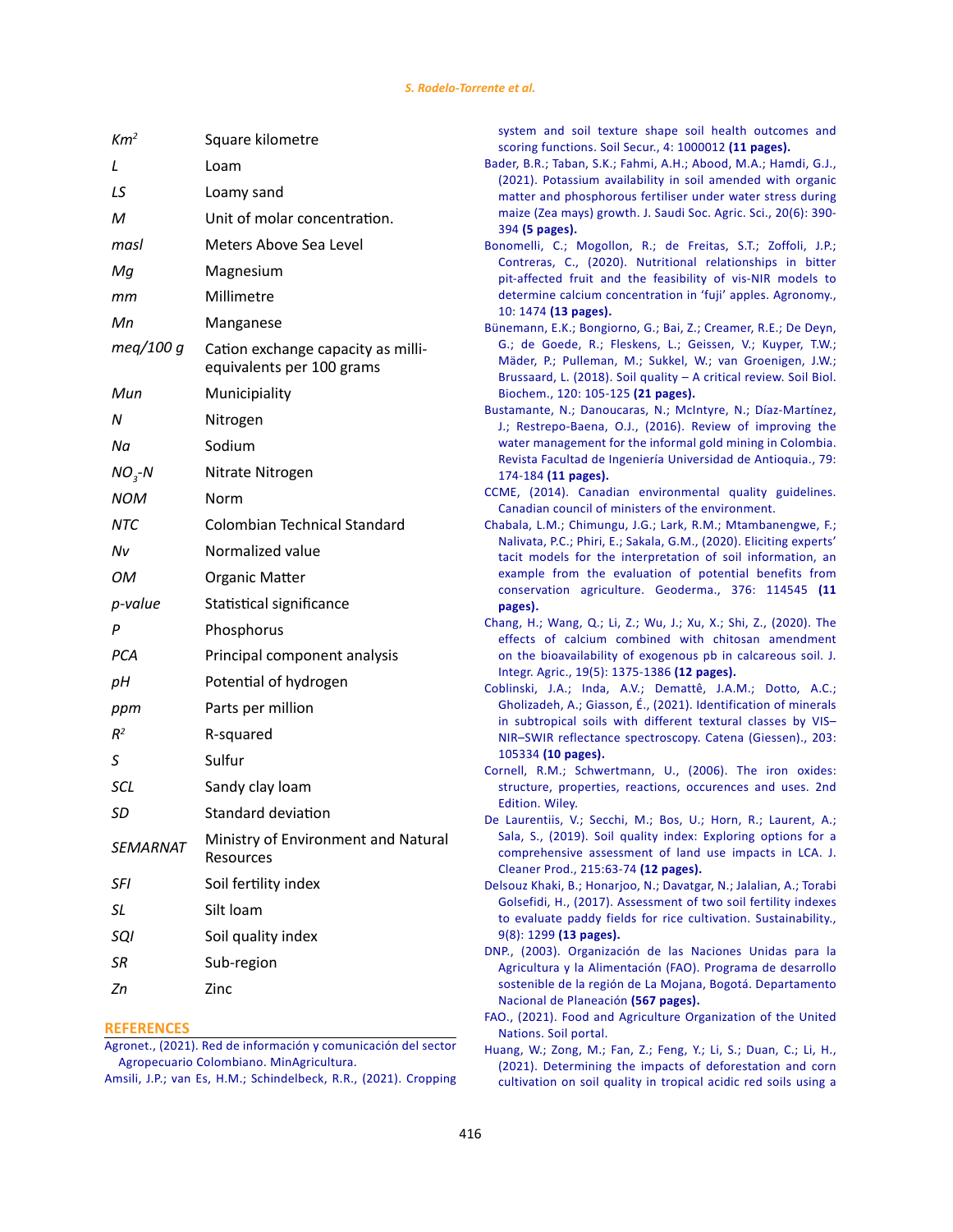| | |
|---|---|
| *$Km^2$* | Square kilometre |
| *L* | Loam |
| *LS* | Loamy sand |
| *M* | Unit of molar concentration. |
| *masl* | Meters Above Sea Level |
| *Mg* | Magnesium |
| *mm* | Millimetre |
| *Mn* | Manganese |
| *meq/100 g* | Cation exchange capacity as milli-equivalents per 100 grams |
| *Mun* | Municipiality |
| *N* | Nitrogen |
| *Na* | Sodium |
| *$NO_3$-N* | Nitrate Nitrogen |
| *NOM* | Norm |
| *NTC* | Colombian Technical Standard |
| *Nv* | Normalized value |
| *OM* | Organic Matter |
| *p-value* | Statistical significance |
| *P* | Phosphorus |
| *PCA* | Principal component analysis |
| *pH* | Potential of hydrogen |
| *ppm* | Parts per million |
| *$R^2$* | R-squared |
| *S* | Sulfur |
| *SCL* | Sandy clay loam |
| *SD* | Standard deviation |
| *SEMARNAT* | Ministry of Environment and Natural Resources |
| *SFI* | Soil fertility index |
| *SL* | Silt loam |
| *SQI* | Soil quality index |
| *SR* | Sub-region |
| *Zn* | Zinc |

## REFERENCES

Agronet., (2021). Red de información y comunicación del sector Agropecuario Colombiano. MinAgricultura.

Amsili, J.P.; van Es, H.M.; Schindelbeck, R.R., (2021). Cropping system and soil texture shape soil health outcomes and scoring functions. Soil Secur., 4: 1000012 **(11 pages).**

Bader, B.R.; Taban, S.K.; Fahmi, A.H.; Abood, M.A.; Hamdi, G.J., (2021). Potassium availability in soil amended with organic matter and phosphorous fertiliser under water stress during maize (Zea mays) growth. J. Saudi Soc. Agric. Sci., 20(6): 390-394 **(5 pages).**

Bonomelli, C.; Mogollon, R.; de Freitas, S.T.; Zoffoli, J.P.; Contreras, C., (2020). Nutritional relationships in bitter pit-affected fruit and the feasibility of vis-NIR models to determine calcium concentration in 'fuji' apples. Agronomy., 10: 1474 **(13 pages).**

Bünemann, E.K.; Bongiorno, G.; Bai, Z.; Creamer, R.E.; De Deyn, G.; de Goede, R.; Fleskens, L.; Geissen, V.; Kuyper, T.W.; Mäder, P.; Pulleman, M.; Sukkel, W.; van Groenigen, J.W.; Brussaard, L. (2018). Soil quality – A critical review. Soil Biol. Biochem., 120: 105-125 **(21 pages).**

Bustamante, N.; Danoucaras, N.; McIntyre, N.; Díaz-Martínez, J.; Restrepo-Baena, O.J., (2016). Review of improving the water management for the informal gold mining in Colombia. Revista Facultad de Ingeniería Universidad de Antioquia., 79: 174-184 **(11 pages).**

CCME, (2014). Canadian environmental quality guidelines. Canadian council of ministers of the environment.

Chabala, L.M.; Chimungu, J.G.; Lark, R.M.; Mtambanengwe, F.; Nalivata, P.C.; Phiri, E.; Sakala, G.M., (2020). Eliciting experts' tacit models for the interpretation of soil information, an example from the evaluation of potential benefits from conservation agriculture. Geoderma., 376: 114545 **(11 pages).**

Chang, H.; Wang, Q.; Li, Z.; Wu, J.; Xu, X.; Shi, Z., (2020). The effects of calcium combined with chitosan amendment on the bioavailability of exogenous pb in calcareous soil. J. Integr. Agric., 19(5): 1375-1386 **(12 pages).**

Coblinski, J.A.; Inda, A.V.; Demattê, J.A.M.; Dotto, A.C.; Gholizadeh, A.; Giasson, É., (2021). Identification of minerals in subtropical soils with different textural classes by VIS–NIR–SWIR reflectance spectroscopy. Catena (Giessen)., 203: 105334 **(10 pages).**

Cornell, R.M.; Schwertmann, U., (2006). The iron oxides: structure, properties, reactions, occurences and uses. 2nd Edition. Wiley.

De Laurentiis, V.; Secchi, M.; Bos, U.; Horn, R.; Laurent, A.; Sala, S., (2019). Soil quality index: Exploring options for a comprehensive assessment of land use impacts in LCA. J. Cleaner Prod., 215:63-74 **(12 pages).**

Delsouz Khaki, B.; Honarjoo, N.; Davatgar, N.; Jalalian, A.; Torabi Golsefidi, H., (2017). Assessment of two soil fertility indexes to evaluate paddy fields for rice cultivation. Sustainability., 9(8): 1299 **(13 pages).**

DNP., (2003). Organización de las Naciones Unidas para la Agricultura y la Alimentación (FAO). Programa de desarrollo sostenible de la región de La Mojana, Bogotá. Departamento Nacional de Planeación **(567 pages).**

FAO., (2021). Food and Agriculture Organization of the United Nations. Soil portal.

Huang, W.; Zong, M.; Fan, Z.; Feng, Y.; Li, S.; Duan, C.; Li, H., (2021). Determining the impacts of deforestation and corn cultivation on soil quality in tropical acidic red soils using a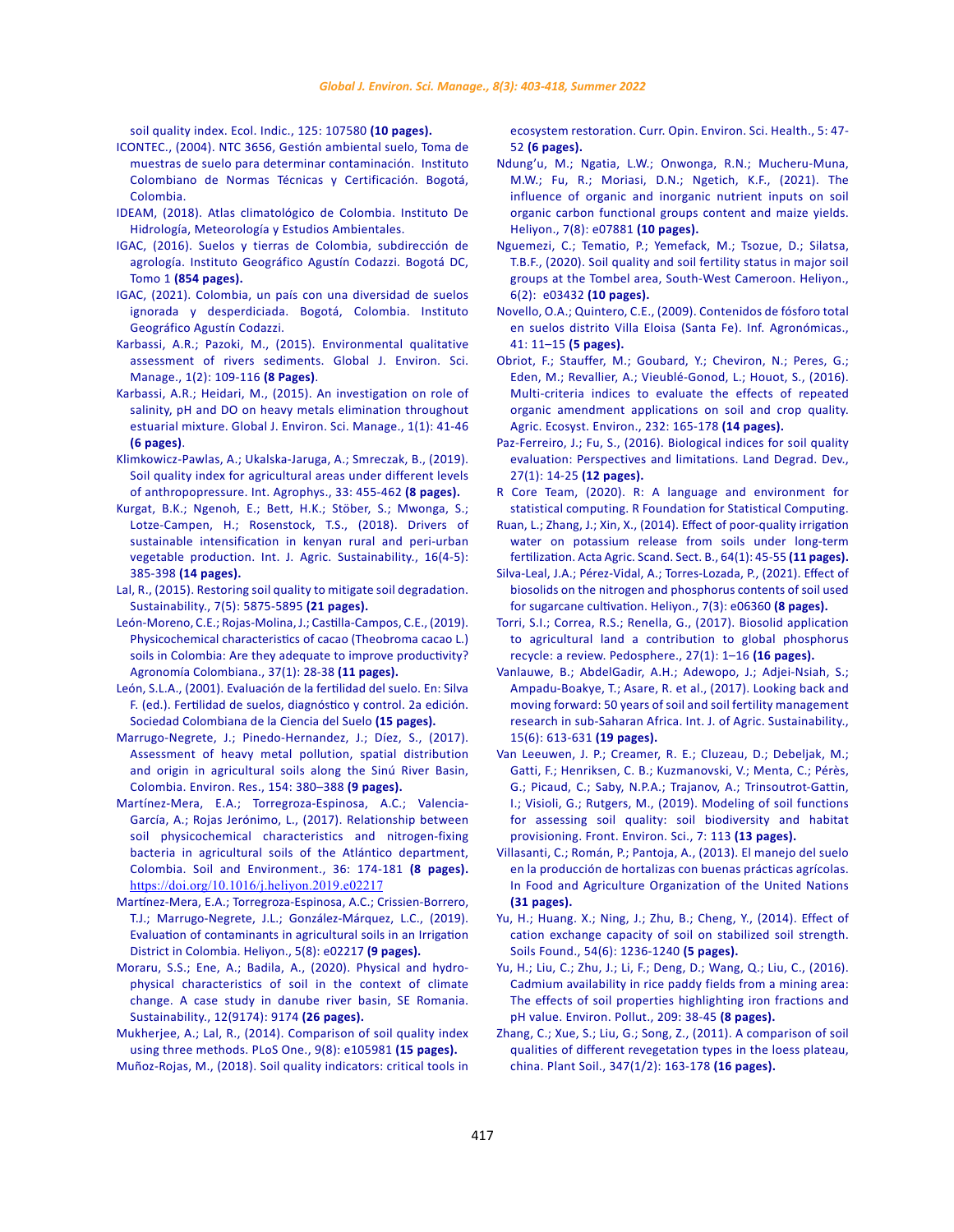soil quality index. Ecol. Indic., 125: 107580 **(10 pages).**

ICONTEC., (2004). NTC 3656, Gestión ambiental suelo, Toma de muestras de suelo para determinar contaminación. Instituto Colombiano de Normas Técnicas y Certificación. Bogotá, Colombia.

IDEAM, (2018). Atlas climatológico de Colombia. Instituto De Hidrología, Meteorología y Estudios Ambientales.

IGAC, (2016). Suelos y tierras de Colombia, subdirección de agrología. Instituto Geográfico Agustín Codazzi. Bogotá DC, Tomo 1 **(854 pages).**

IGAC, (2021). Colombia, un país con una diversidad de suelos ignorada y desperdiciada. Bogotá, Colombia. Instituto Geográfico Agustín Codazzi.

Karbassi, A.R.; Pazoki, M., (2015). Environmental qualitative assessment of rivers sediments. Global J. Environ. Sci. Manage., 1(2): 109-116 **(8 Pages)**.

Karbassi, A.R.; Heidari, M., (2015). An investigation on role of salinity, pH and DO on heavy metals elimination throughout estuarial mixture. Global J. Environ. Sci. Manage., 1(1): 41-46 **(6 pages)**.

Klimkowicz-Pawlas, A.; Ukalska-Jaruga, A.; Smreczak, B., (2019). Soil quality index for agricultural areas under different levels of anthropopressure. Int. Agrophys., 33: 455-462 **(8 pages).**

Kurgat, B.K.; Ngenoh, E.; Bett, H.K.; Stöber, S.; Mwonga, S.; Lotze-Campen, H.; Rosenstock, T.S., (2018). Drivers of sustainable intensification in kenyan rural and peri-urban vegetable production. Int. J. Agric. Sustainability., 16(4-5): 385-398 **(14 pages).**

Lal, R., (2015). Restoring soil quality to mitigate soil degradation. Sustainability., 7(5): 5875-5895 **(21 pages).**

León-Moreno, C.E.; Rojas-Molina, J.; Castilla-Campos, C.E., (2019). Physicochemical characteristics of cacao (Theobroma cacao L.) soils in Colombia: Are they adequate to improve productivity? Agronomía Colombiana., 37(1): 28-38 **(11 pages).**

León, S.L.A., (2001). Evaluación de la fertilidad del suelo. En: Silva F. (ed.). Fertilidad de suelos, diagnóstico y control. 2a edición. Sociedad Colombiana de la Ciencia del Suelo **(15 pages).**

Marrugo-Negrete, J.; Pinedo-Hernandez, J.; Díez, S., (2017). Assessment of heavy metal pollution, spatial distribution and origin in agricultural soils along the Sinú River Basin, Colombia. Environ. Res., 154: 380–388 **(9 pages).**

Martínez-Mera, E.A.; Torregroza-Espinosa, A.C.; Valencia-García, A.; Rojas Jerónimo, L., (2017). Relationship between soil physicochemical characteristics and nitrogen-fixing bacteria in agricultural soils of the Atlántico department, Colombia. Soil and Environment., 36: 174-181 **(8 pages).** https://doi.org/10.1016/j.heliyon.2019.e02217

Martínez-Mera, E.A.; Torregroza-Espinosa, A.C.; Crissien-Borrero, T.J.; Marrugo-Negrete, J.L.; González-Márquez, L.C., (2019). Evaluation of contaminants in agricultural soils in an Irrigation District in Colombia. Heliyon., 5(8): e02217 **(9 pages).**

Moraru, S.S.; Ene, A.; Badila, A., (2020). Physical and hydro-physical characteristics of soil in the context of climate change. A case study in danube river basin, SE Romania. Sustainability., 12(9174): 9174 **(26 pages).**

Mukherjee, A.; Lal, R., (2014). Comparison of soil quality index using three methods. PLoS One., 9(8): e105981 **(15 pages).**

Muñoz-Rojas, M., (2018). Soil quality indicators: critical tools in ecosystem restoration. Curr. Opin. Environ. Sci. Health., 5: 47-52 **(6 pages).**

Ndung'u, M.; Ngatia, L.W.; Onwonga, R.N.; Mucheru-Muna, M.W.; Fu, R.; Moriasi, D.N.; Ngetich, K.F., (2021). The influence of organic and inorganic nutrient inputs on soil organic carbon functional groups content and maize yields. Heliyon., 7(8): e07881 **(10 pages).**

Nguemezi, C.; Tematio, P.; Yemefack, M.; Tsozue, D.; Silatsa, T.B.F., (2020). Soil quality and soil fertility status in major soil groups at the Tombel area, South-West Cameroon. Heliyon., 6(2): e03432 **(10 pages).**

Novello, O.A.; Quintero, C.E., (2009). Contenidos de fósforo total en suelos distrito Villa Eloisa (Santa Fe). Inf. Agronómicas., 41: 11–15 **(5 pages).**

Obriot, F.; Stauffer, M.; Goubard, Y.; Cheviron, N.; Peres, G.; Eden, M.; Revallier, A.; Vieublé-Gonod, L.; Houot, S., (2016). Multi-criteria indices to evaluate the effects of repeated organic amendment applications on soil and crop quality. Agric. Ecosyst. Environ., 232: 165-178 **(14 pages).**

Paz-Ferreiro, J.; Fu, S., (2016). Biological indices for soil quality evaluation: Perspectives and limitations. Land Degrad. Dev., 27(1): 14-25 **(12 pages).**

R Core Team, (2020). R: A language and environment for statistical computing. R Foundation for Statistical Computing.

Ruan, L.; Zhang, J.; Xin, X., (2014). Effect of poor-quality irrigation water on potassium release from soils under long-term fertilization. Acta Agric. Scand. Sect. B., 64(1): 45-55 **(11 pages).**

Silva-Leal, J.A.; Pérez-Vidal, A.; Torres-Lozada, P., (2021). Effect of biosolids on the nitrogen and phosphorus contents of soil used for sugarcane cultivation. Heliyon., 7(3): e06360 **(8 pages).**

Torri, S.I.; Correa, R.S.; Renella, G., (2017). Biosolid application to agricultural land a contribution to global phosphorus recycle: a review. Pedosphere., 27(1): 1–16 **(16 pages).**

Vanlauwe, B.; AbdelGadir, A.H.; Adewopo, J.; Adjei-Nsiah, S.; Ampadu-Boakye, T.; Asare, R. et al., (2017). Looking back and moving forward: 50 years of soil and soil fertility management research in sub-Saharan Africa. Int. J. of Agric. Sustainability., 15(6): 613-631 **(19 pages).**

Van Leeuwen, J. P.; Creamer, R. E.; Cluzeau, D.; Debeljak, M.; Gatti, F.; Henriksen, C. B.; Kuzmanovski, V.; Menta, C.; Pérès, G.; Picaud, C.; Saby, N.P.A.; Trajanov, A.; Trinsoutrot-Gattin, I.; Visioli, G.; Rutgers, M., (2019). Modeling of soil functions for assessing soil quality: soil biodiversity and habitat provisioning. Front. Environ. Sci., 7: 113 **(13 pages).**

Villasanti, C.; Román, P.; Pantoja, A., (2013). El manejo del suelo en la producción de hortalizas con buenas prácticas agrícolas. In Food and Agriculture Organization of the United Nations **(31 pages).**

Yu, H.; Huang. X.; Ning, J.; Zhu, B.; Cheng, Y., (2014). Effect of cation exchange capacity of soil on stabilized soil strength. Soils Found., 54(6): 1236-1240 **(5 pages).**

Yu, H.; Liu, C.; Zhu, J.; Li, F.; Deng, D.; Wang, Q.; Liu, C., (2016). Cadmium availability in rice paddy fields from a mining area: The effects of soil properties highlighting iron fractions and pH value. Environ. Pollut., 209: 38-45 **(8 pages).**

Zhang, C.; Xue, S.; Liu, G.; Song, Z., (2011). A comparison of soil qualities of different revegetation types in the loess plateau, china. Plant Soil., 347(1/2): 163-178 **(16 pages).**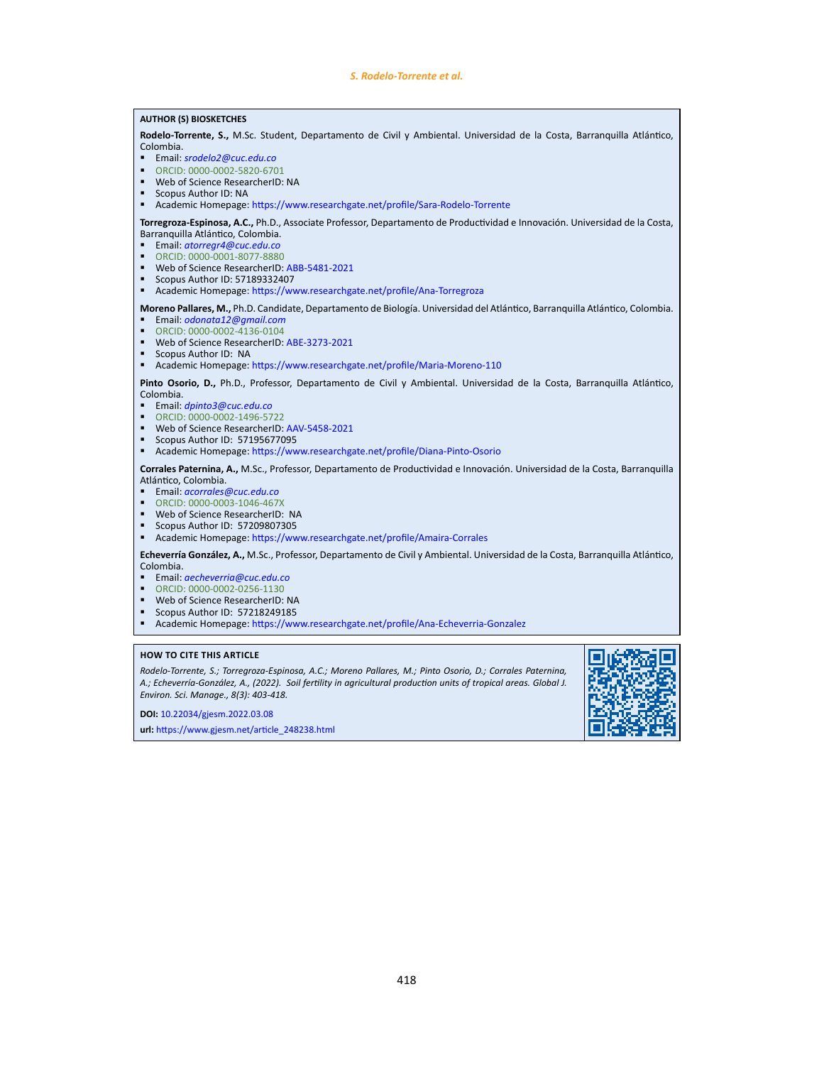## AUTHOR (S) BIOSKETCHES

**Rodelo-Torrente, S.,** M.Sc. Student, Departamento de Civil y Ambiental. Universidad de la Costa, Barranquilla Atlántico, Colombia.

- Email: *srodelo2@cuc.edu.co*
- ORCID: 0000-0002-5820-6701
- Web of Science ResearcherID: NA
- Scopus Author ID: NA
- Academic Homepage: https://www.researchgate.net/profile/Sara-Rodelo-Torrente

**Torregroza-Espinosa, A.C.,** Ph.D., Associate Professor, Departamento de Productividad e Innovación. Universidad de la Costa, Barranquilla Atlántico, Colombia.

- Email: *atorregr4@cuc.edu.co*
- ORCID: 0000-0001-8077-8880
- Web of Science ResearcherID: ABB-5481-2021
- Scopus Author ID: 57189332407
- Academic Homepage: https://www.researchgate.net/profile/Ana-Torregroza

**Moreno Pallares, M.,** Ph.D. Candidate, Departamento de Biología. Universidad del Atlántico, Barranquilla Atlántico, Colombia.

- Email: *odonata12@gmail.com*
- ORCID: 0000-0002-4136-0104
- Web of Science ResearcherID: ABE-3273-2021
- Scopus Author ID: NA
- Academic Homepage: https://www.researchgate.net/profile/Maria-Moreno-110

**Pinto Osorio, D.,** Ph.D., Professor, Departamento de Civil y Ambiental. Universidad de la Costa, Barranquilla Atlántico, Colombia.

- Email: *dpinto3@cuc.edu.co*
- ORCID: 0000-0002-1496-5722
- Web of Science ResearcherID: AAV-5458-2021
- Scopus Author ID: 57195677095
- Academic Homepage: https://www.researchgate.net/profile/Diana-Pinto-Osorio

**Corrales Paternina, A.,** M.Sc., Professor, Departamento de Productividad e Innovación. Universidad de la Costa, Barranquilla Atlántico, Colombia.

- Email: *acorrales@cuc.edu.co*
- ORCID: 0000-0003-1046-467X
- Web of Science ResearcherID: NA
- Scopus Author ID: 57209807305
- Academic Homepage: https://www.researchgate.net/profile/Amaira-Corrales

**Echeverría González, A.,** M.Sc., Professor, Departamento de Civil y Ambiental. Universidad de la Costa, Barranquilla Atlántico, Colombia.

- Email: *aecheverria@cuc.edu.co*
- ORCID: 0000-0002-0256-1130
- Web of Science ResearcherID: NA
- Scopus Author ID: 57218249185
- Academic Homepage: https://www.researchgate.net/profile/Ana-Echeverria-Gonzalez

## HOW TO CITE THIS ARTICLE

*Rodelo-Torrente, S.; Torregroza-Espinosa, A.C.; Moreno Pallares, M.; Pinto Osorio, D.; Corrales Paternina, A.; Echeverría-González, A., (2022). Soil fertility in agricultural production units of tropical areas. Global J. Environ. Sci. Manage., 8(3): 403-418.*

**DOI:** 10.22034/gjesm.2022.03.08

**url:** https://www.gjesm.net/article_248238.html